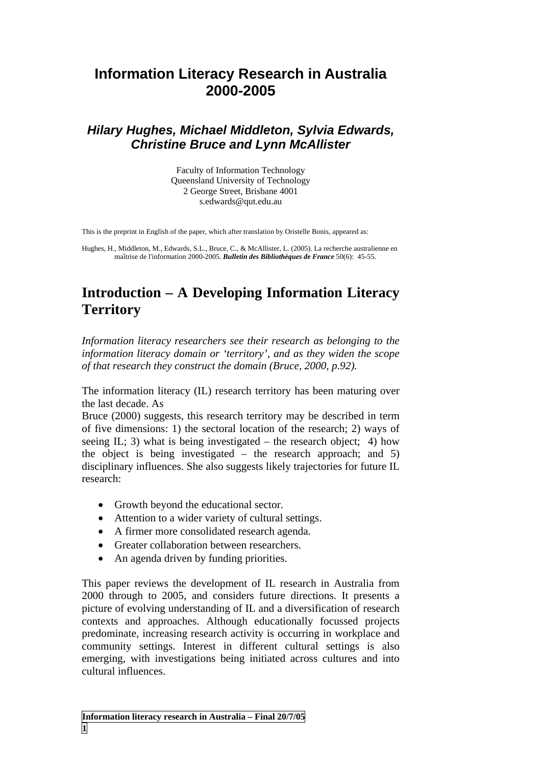# Information Literacy Research in Australia 2000-2005

### *Hilary Hughes, Michael Middleton, Sylvia Edwards, Christine Bruce and Lynn McAllister*

Faculty of Information Technology
Queensland University of Technology
2 George Street, Brisbane 4001
s.edwards@qut.edu.au

This is the preprint in English of the paper, which after translation by Oristelle Bonis, appeared as:

Hughes, H., Middleton, M., Edwards, S.L., Bruce, C., & McAllister, L. (2005). La recherche australienne en maîtrise de l'information 2000-2005. ***Bulletin des Bibliothèques de France*** 50(6): 45-55.

## Introduction – A Developing Information Literacy Territory

*Information literacy researchers see their research as belonging to the information literacy domain or 'territory', and as they widen the scope of that research they construct the domain (Bruce, 2000, p.92).*

The information literacy (IL) research territory has been maturing over the last decade. As
Bruce (2000) suggests, this research territory may be described in term of five dimensions: 1) the sectoral location of the research; 2) ways of seeing IL; 3) what is being investigated – the research object; 4) how the object is being investigated – the research approach; and 5) disciplinary influences. She also suggests likely trajectories for future IL research:

- Growth beyond the educational sector.
- Attention to a wider variety of cultural settings.
- A firmer more consolidated research agenda.
- Greater collaboration between researchers.
- An agenda driven by funding priorities.

This paper reviews the development of IL research in Australia from 2000 through to 2005, and considers future directions. It presents a picture of evolving understanding of IL and a diversification of research contexts and approaches. Although educationally focussed projects predominate, increasing research activity is occurring in workplace and community settings. Interest in different cultural settings is also emerging, with investigations being initiated across cultures and into cultural influences.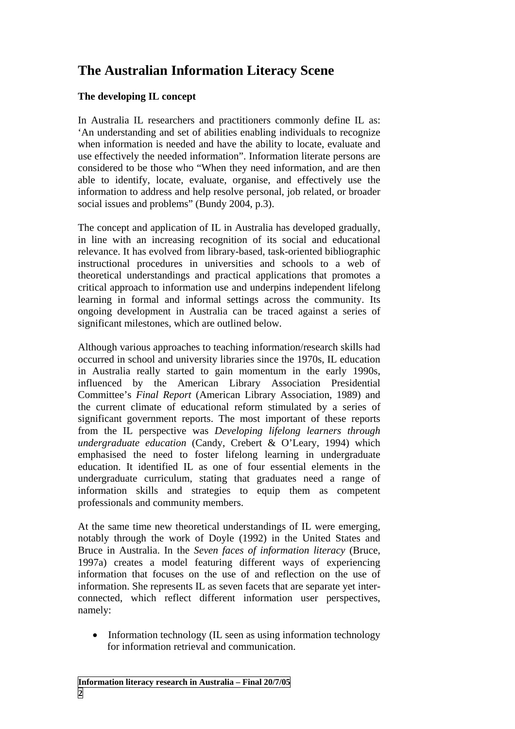# The Australian Information Literacy Scene

### The developing IL concept

In Australia IL researchers and practitioners commonly define IL as: 'An understanding and set of abilities enabling individuals to recognize when information is needed and have the ability to locate, evaluate and use effectively the needed information". Information literate persons are considered to be those who "When they need information, and are then able to identify, locate, evaluate, organise, and effectively use the information to address and help resolve personal, job related, or broader social issues and problems" (Bundy 2004, p.3).

The concept and application of IL in Australia has developed gradually, in line with an increasing recognition of its social and educational relevance. It has evolved from library-based, task-oriented bibliographic instructional procedures in universities and schools to a web of theoretical understandings and practical applications that promotes a critical approach to information use and underpins independent lifelong learning in formal and informal settings across the community. Its ongoing development in Australia can be traced against a series of significant milestones, which are outlined below.

Although various approaches to teaching information/research skills had occurred in school and university libraries since the 1970s, IL education in Australia really started to gain momentum in the early 1990s, influenced by the American Library Association Presidential Committee's *Final Report* (American Library Association, 1989) and the current climate of educational reform stimulated by a series of significant government reports. The most important of these reports from the IL perspective was *Developing lifelong learners through undergraduate education* (Candy, Crebert & O'Leary, 1994) which emphasised the need to foster lifelong learning in undergraduate education. It identified IL as one of four essential elements in the undergraduate curriculum, stating that graduates need a range of information skills and strategies to equip them as competent professionals and community members.

At the same time new theoretical understandings of IL were emerging, notably through the work of Doyle (1992) in the United States and Bruce in Australia. In the *Seven faces of information literacy* (Bruce, 1997a) creates a model featuring different ways of experiencing information that focuses on the use of and reflection on the use of information. She represents IL as seven facets that are separate yet inter-connected, which reflect different information user perspectives, namely:

- Information technology (IL seen as using information technology for information retrieval and communication.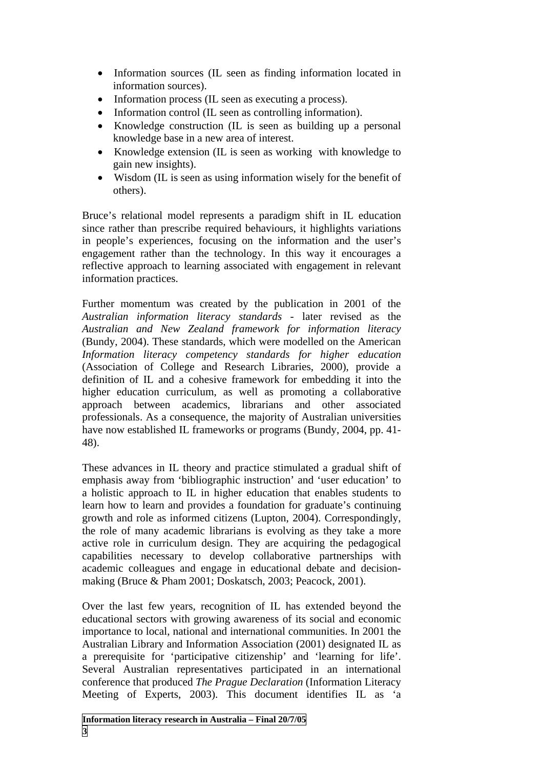- Information sources (IL seen as finding information located in information sources).
- Information process (IL seen as executing a process).
- Information control (IL seen as controlling information).
- Knowledge construction (IL is seen as building up a personal knowledge base in a new area of interest.
- Knowledge extension (IL is seen as working with knowledge to gain new insights).
- Wisdom (IL is seen as using information wisely for the benefit of others).

Bruce's relational model represents a paradigm shift in IL education since rather than prescribe required behaviours, it highlights variations in people's experiences, focusing on the information and the user's engagement rather than the technology. In this way it encourages a reflective approach to learning associated with engagement in relevant information practices.

Further momentum was created by the publication in 2001 of the *Australian information literacy standards* - later revised as the *Australian and New Zealand framework for information literacy* (Bundy, 2004). These standards, which were modelled on the American *Information literacy competency standards for higher education* (Association of College and Research Libraries, 2000), provide a definition of IL and a cohesive framework for embedding it into the higher education curriculum, as well as promoting a collaborative approach between academics, librarians and other associated professionals. As a consequence, the majority of Australian universities have now established IL frameworks or programs (Bundy, 2004, pp. 41-48).

These advances in IL theory and practice stimulated a gradual shift of emphasis away from 'bibliographic instruction' and 'user education' to a holistic approach to IL in higher education that enables students to learn how to learn and provides a foundation for graduate's continuing growth and role as informed citizens (Lupton, 2004). Correspondingly, the role of many academic librarians is evolving as they take a more active role in curriculum design. They are acquiring the pedagogical capabilities necessary to develop collaborative partnerships with academic colleagues and engage in educational debate and decision-making (Bruce & Pham 2001; Doskatsch, 2003; Peacock, 2001).

Over the last few years, recognition of IL has extended beyond the educational sectors with growing awareness of its social and economic importance to local, national and international communities. In 2001 the Australian Library and Information Association (2001) designated IL as a prerequisite for 'participative citizenship' and 'learning for life'. Several Australian representatives participated in an international conference that produced *The Prague Declaration* (Information Literacy Meeting of Experts, 2003). This document identifies IL as 'a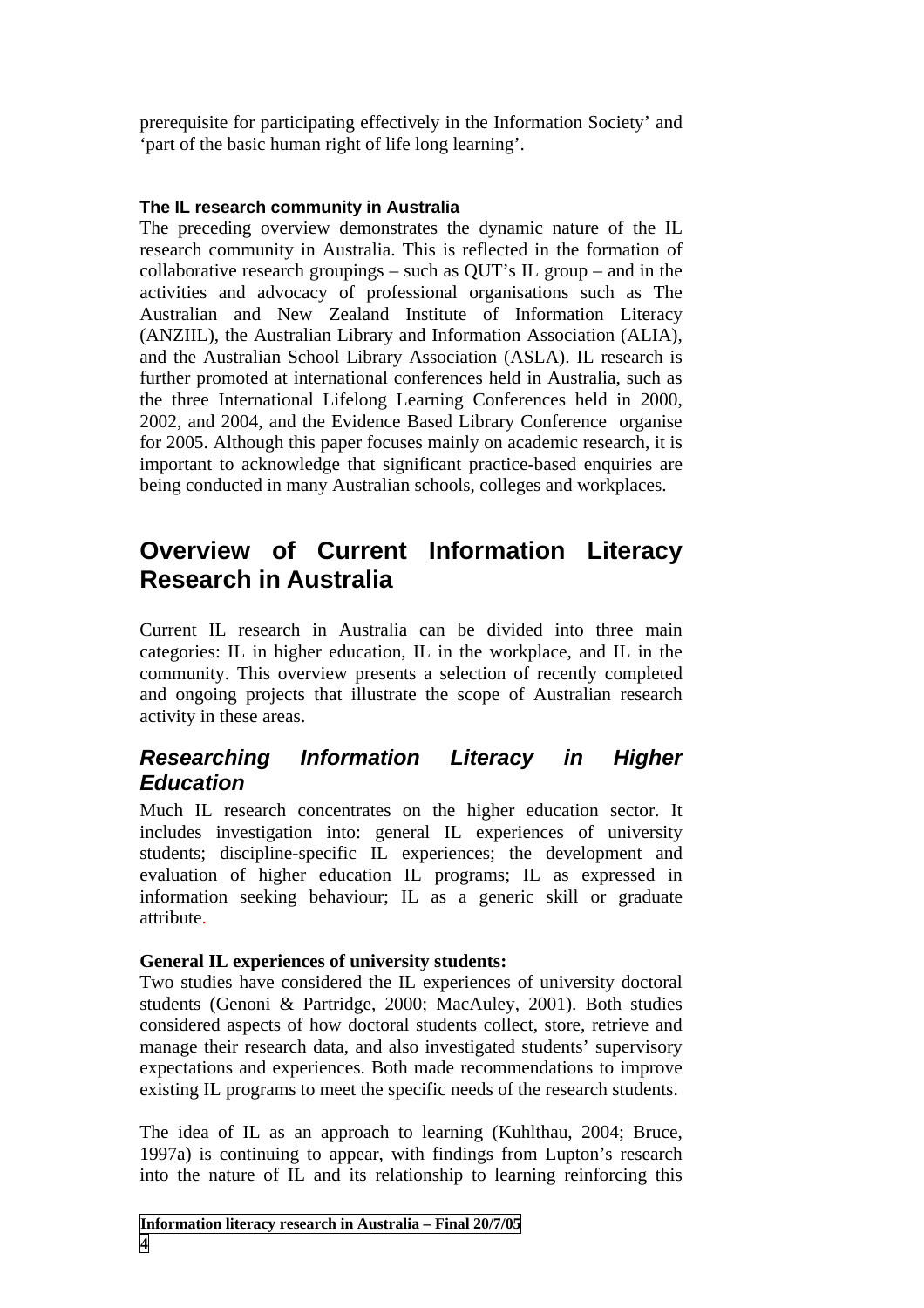prerequisite for participating effectively in the Information Society' and 'part of the basic human right of life long learning'.

### The IL research community in Australia

The preceding overview demonstrates the dynamic nature of the IL research community in Australia. This is reflected in the formation of collaborative research groupings – such as QUT's IL group – and in the activities and advocacy of professional organisations such as The Australian and New Zealand Institute of Information Literacy (ANZIIL), the Australian Library and Information Association (ALIA), and the Australian School Library Association (ASLA). IL research is further promoted at international conferences held in Australia, such as the three International Lifelong Learning Conferences held in 2000, 2002, and 2004, and the Evidence Based Library Conference organise for 2005. Although this paper focuses mainly on academic research, it is important to acknowledge that significant practice-based enquiries are being conducted in many Australian schools, colleges and workplaces.

# Overview of Current Information Literacy Research in Australia

Current IL research in Australia can be divided into three main categories: IL in higher education, IL in the workplace, and IL in the community. This overview presents a selection of recently completed and ongoing projects that illustrate the scope of Australian research activity in these areas.

## *Researching Information Literacy in Higher Education*

Much IL research concentrates on the higher education sector. It includes investigation into: general IL experiences of university students; discipline-specific IL experiences; the development and evaluation of higher education IL programs; IL as expressed in information seeking behaviour; IL as a generic skill or graduate attribute.

**General IL experiences of university students:**

Two studies have considered the IL experiences of university doctoral students (Genoni & Partridge, 2000; MacAuley, 2001). Both studies considered aspects of how doctoral students collect, store, retrieve and manage their research data, and also investigated students' supervisory expectations and experiences. Both made recommendations to improve existing IL programs to meet the specific needs of the research students.

The idea of IL as an approach to learning (Kuhlthau, 2004; Bruce, 1997a) is continuing to appear, with findings from Lupton's research into the nature of IL and its relationship to learning reinforcing this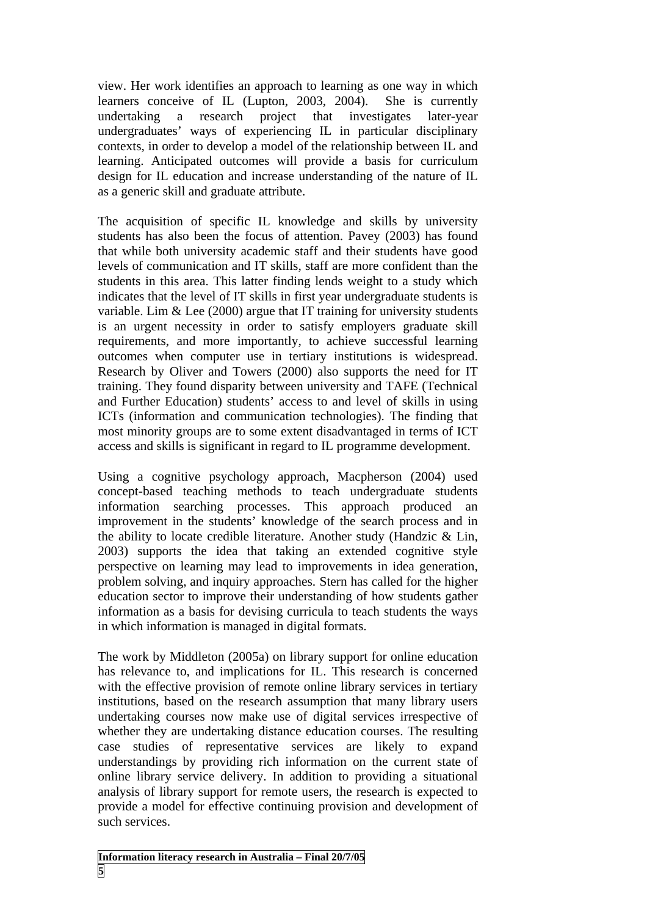view. Her work identifies an approach to learning as one way in which learners conceive of IL (Lupton, 2003, 2004). She is currently undertaking a research project that investigates later-year undergraduates' ways of experiencing IL in particular disciplinary contexts, in order to develop a model of the relationship between IL and learning. Anticipated outcomes will provide a basis for curriculum design for IL education and increase understanding of the nature of IL as a generic skill and graduate attribute.

The acquisition of specific IL knowledge and skills by university students has also been the focus of attention. Pavey (2003) has found that while both university academic staff and their students have good levels of communication and IT skills, staff are more confident than the students in this area. This latter finding lends weight to a study which indicates that the level of IT skills in first year undergraduate students is variable. Lim & Lee (2000) argue that IT training for university students is an urgent necessity in order to satisfy employers graduate skill requirements, and more importantly, to achieve successful learning outcomes when computer use in tertiary institutions is widespread. Research by Oliver and Towers (2000) also supports the need for IT training. They found disparity between university and TAFE (Technical and Further Education) students' access to and level of skills in using ICTs (information and communication technologies). The finding that most minority groups are to some extent disadvantaged in terms of ICT access and skills is significant in regard to IL programme development.

Using a cognitive psychology approach, Macpherson (2004) used concept-based teaching methods to teach undergraduate students information searching processes. This approach produced an improvement in the students' knowledge of the search process and in the ability to locate credible literature. Another study (Handzic & Lin, 2003) supports the idea that taking an extended cognitive style perspective on learning may lead to improvements in idea generation, problem solving, and inquiry approaches. Stern has called for the higher education sector to improve their understanding of how students gather information as a basis for devising curricula to teach students the ways in which information is managed in digital formats.

The work by Middleton (2005a) on library support for online education has relevance to, and implications for IL. This research is concerned with the effective provision of remote online library services in tertiary institutions, based on the research assumption that many library users undertaking courses now make use of digital services irrespective of whether they are undertaking distance education courses. The resulting case studies of representative services are likely to expand understandings by providing rich information on the current state of online library service delivery. In addition to providing a situational analysis of library support for remote users, the research is expected to provide a model for effective continuing provision and development of such services.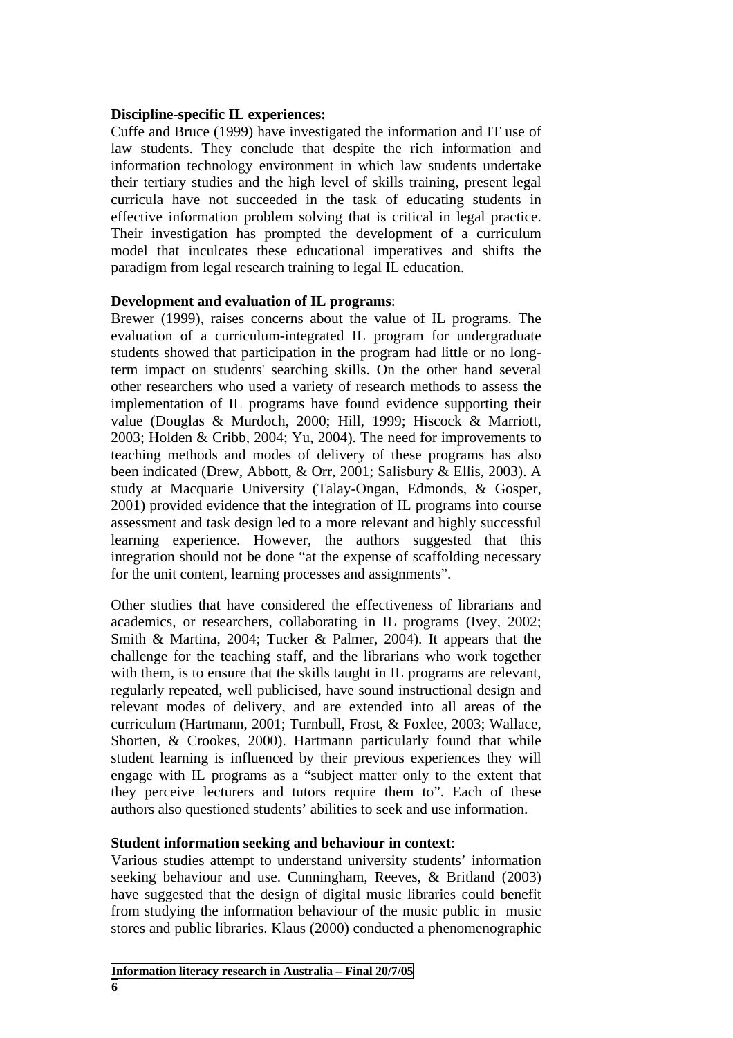**Discipline-specific IL experiences:**
Cuffe and Bruce (1999) have investigated the information and IT use of law students. They conclude that despite the rich information and information technology environment in which law students undertake their tertiary studies and the high level of skills training, present legal curricula have not succeeded in the task of educating students in effective information problem solving that is critical in legal practice. Their investigation has prompted the development of a curriculum model that inculcates these educational imperatives and shifts the paradigm from legal research training to legal IL education.

**Development and evaluation of IL programs**:
Brewer (1999), raises concerns about the value of IL programs. The evaluation of a curriculum-integrated IL program for undergraduate students showed that participation in the program had little or no long-term impact on students' searching skills. On the other hand several other researchers who used a variety of research methods to assess the implementation of IL programs have found evidence supporting their value (Douglas & Murdoch, 2000; Hill, 1999; Hiscock & Marriott, 2003; Holden & Cribb, 2004; Yu, 2004). The need for improvements to teaching methods and modes of delivery of these programs has also been indicated (Drew, Abbott, & Orr, 2001; Salisbury & Ellis, 2003). A study at Macquarie University (Talay-Ongan, Edmonds, & Gosper, 2001) provided evidence that the integration of IL programs into course assessment and task design led to a more relevant and highly successful learning experience. However, the authors suggested that this integration should not be done "at the expense of scaffolding necessary for the unit content, learning processes and assignments".

Other studies that have considered the effectiveness of librarians and academics, or researchers, collaborating in IL programs (Ivey, 2002; Smith & Martina, 2004; Tucker & Palmer, 2004). It appears that the challenge for the teaching staff, and the librarians who work together with them, is to ensure that the skills taught in IL programs are relevant, regularly repeated, well publicised, have sound instructional design and relevant modes of delivery, and are extended into all areas of the curriculum (Hartmann, 2001; Turnbull, Frost, & Foxlee, 2003; Wallace, Shorten, & Crookes, 2000). Hartmann particularly found that while student learning is influenced by their previous experiences they will engage with IL programs as a "subject matter only to the extent that they perceive lecturers and tutors require them to". Each of these authors also questioned students' abilities to seek and use information.

**Student information seeking and behaviour in context**:
Various studies attempt to understand university students' information seeking behaviour and use. Cunningham, Reeves, & Britland (2003) have suggested that the design of digital music libraries could benefit from studying the information behaviour of the music public in music stores and public libraries. Klaus (2000) conducted a phenomenographic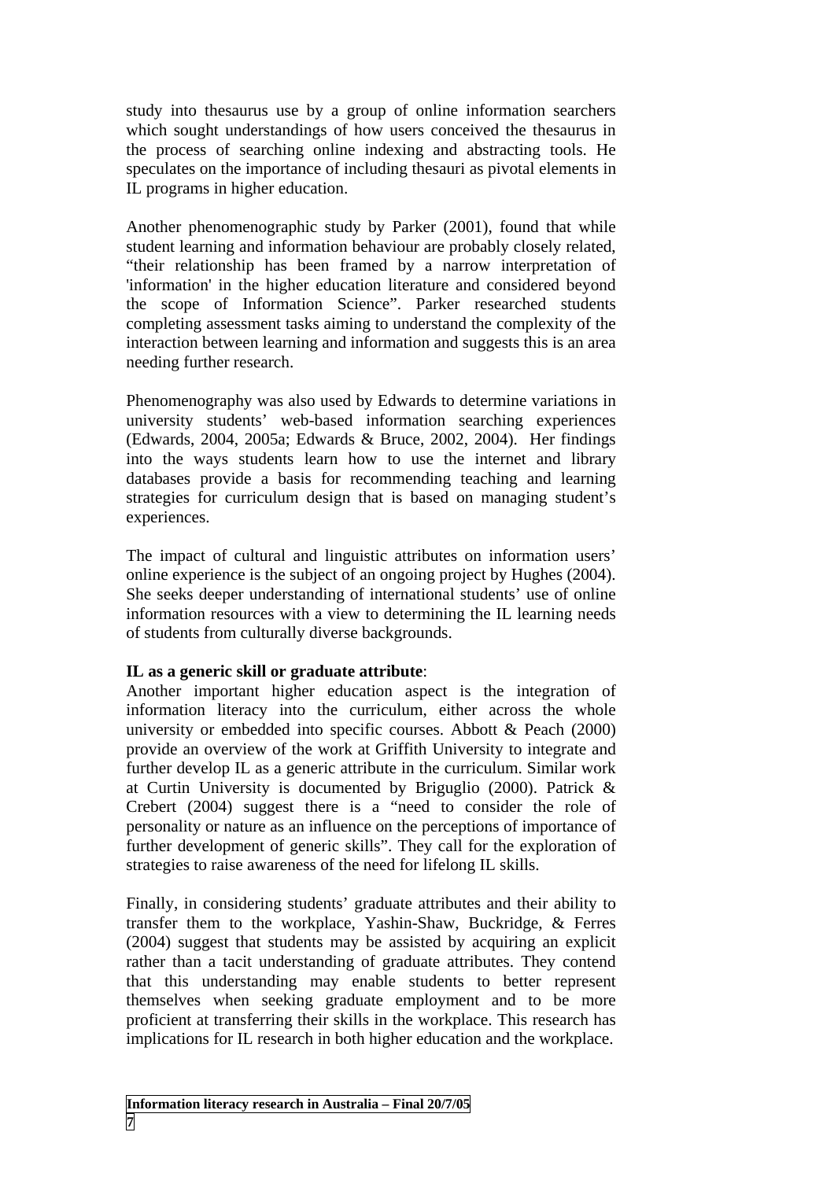study into thesaurus use by a group of online information searchers which sought understandings of how users conceived the thesaurus in the process of searching online indexing and abstracting tools. He speculates on the importance of including thesauri as pivotal elements in IL programs in higher education.

Another phenomenographic study by Parker (2001), found that while student learning and information behaviour are probably closely related, "their relationship has been framed by a narrow interpretation of 'information' in the higher education literature and considered beyond the scope of Information Science". Parker researched students completing assessment tasks aiming to understand the complexity of the interaction between learning and information and suggests this is an area needing further research.

Phenomenography was also used by Edwards to determine variations in university students' web-based information searching experiences (Edwards, 2004, 2005a; Edwards & Bruce, 2002, 2004). Her findings into the ways students learn how to use the internet and library databases provide a basis for recommending teaching and learning strategies for curriculum design that is based on managing student's experiences.

The impact of cultural and linguistic attributes on information users' online experience is the subject of an ongoing project by Hughes (2004). She seeks deeper understanding of international students' use of online information resources with a view to determining the IL learning needs of students from culturally diverse backgrounds.

**IL as a generic skill or graduate attribute**:
Another important higher education aspect is the integration of information literacy into the curriculum, either across the whole university or embedded into specific courses. Abbott & Peach (2000) provide an overview of the work at Griffith University to integrate and further develop IL as a generic attribute in the curriculum. Similar work at Curtin University is documented by Briguglio (2000). Patrick & Crebert (2004) suggest there is a "need to consider the role of personality or nature as an influence on the perceptions of importance of further development of generic skills". They call for the exploration of strategies to raise awareness of the need for lifelong IL skills.

Finally, in considering students' graduate attributes and their ability to transfer them to the workplace, Yashin-Shaw, Buckridge, & Ferres (2004) suggest that students may be assisted by acquiring an explicit rather than a tacit understanding of graduate attributes. They contend that this understanding may enable students to better represent themselves when seeking graduate employment and to be more proficient at transferring their skills in the workplace. This research has implications for IL research in both higher education and the workplace.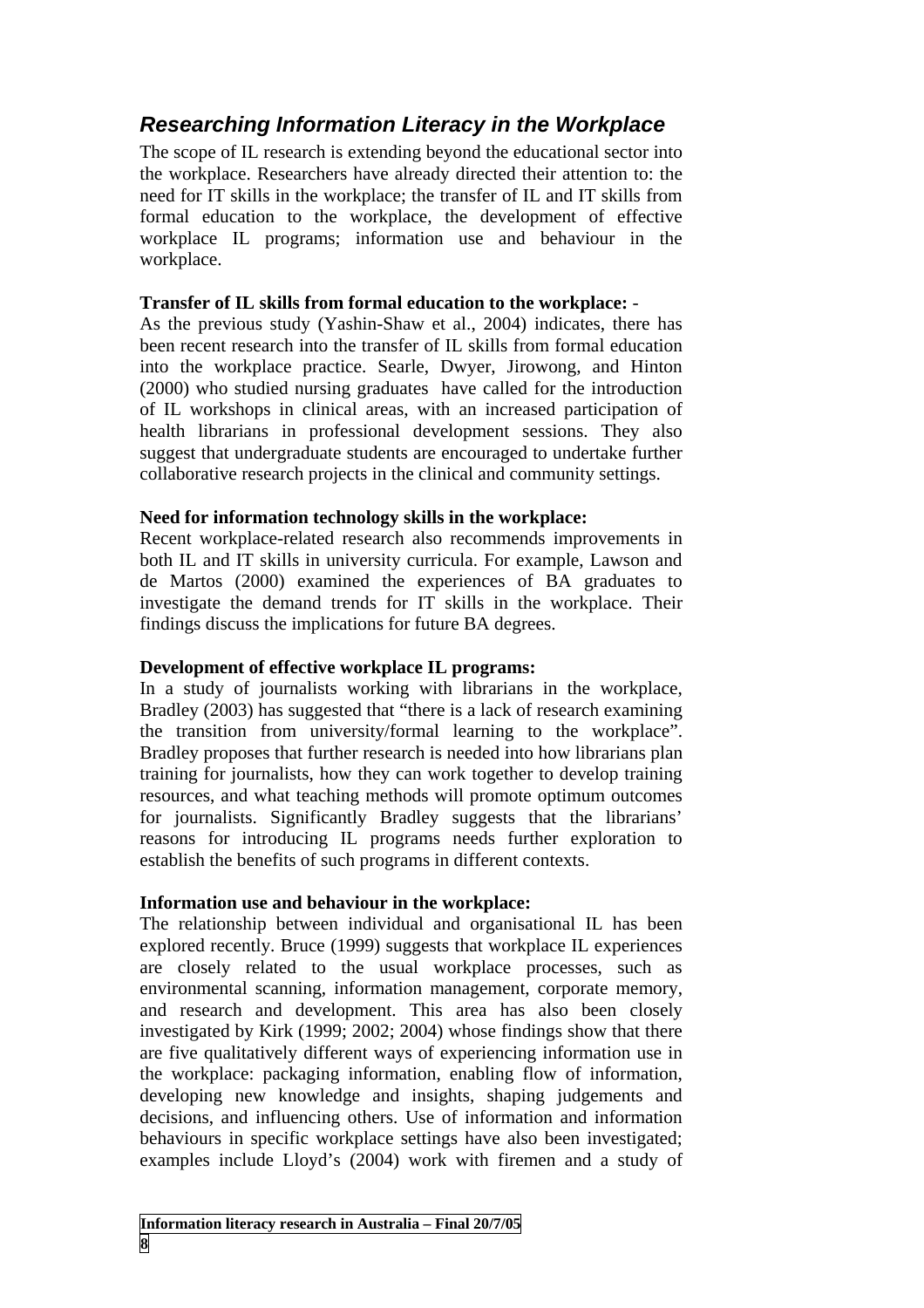## *Researching Information Literacy in the Workplace*

The scope of IL research is extending beyond the educational sector into the workplace. Researchers have already directed their attention to: the need for IT skills in the workplace; the transfer of IL and IT skills from formal education to the workplace, the development of effective workplace IL programs; information use and behaviour in the workplace.

**Transfer of IL skills from formal education to the workplace:** -

As the previous study (Yashin-Shaw et al., 2004) indicates, there has been recent research into the transfer of IL skills from formal education into the workplace practice. Searle, Dwyer, Jirowong, and Hinton (2000) who studied nursing graduates have called for the introduction of IL workshops in clinical areas, with an increased participation of health librarians in professional development sessions. They also suggest that undergraduate students are encouraged to undertake further collaborative research projects in the clinical and community settings.

**Need for information technology skills in the workplace:**

Recent workplace-related research also recommends improvements in both IL and IT skills in university curricula. For example, Lawson and de Martos (2000) examined the experiences of BA graduates to investigate the demand trends for IT skills in the workplace. Their findings discuss the implications for future BA degrees.

**Development of effective workplace IL programs:**

In a study of journalists working with librarians in the workplace, Bradley (2003) has suggested that "there is a lack of research examining the transition from university/formal learning to the workplace". Bradley proposes that further research is needed into how librarians plan training for journalists, how they can work together to develop training resources, and what teaching methods will promote optimum outcomes for journalists. Significantly Bradley suggests that the librarians' reasons for introducing IL programs needs further exploration to establish the benefits of such programs in different contexts.

**Information use and behaviour in the workplace:**

The relationship between individual and organisational IL has been explored recently. Bruce (1999) suggests that workplace IL experiences are closely related to the usual workplace processes, such as environmental scanning, information management, corporate memory, and research and development. This area has also been closely investigated by Kirk (1999; 2002; 2004) whose findings show that there are five qualitatively different ways of experiencing information use in the workplace: packaging information, enabling flow of information, developing new knowledge and insights, shaping judgements and decisions, and influencing others. Use of information and information behaviours in specific workplace settings have also been investigated; examples include Lloyd's (2004) work with firemen and a study of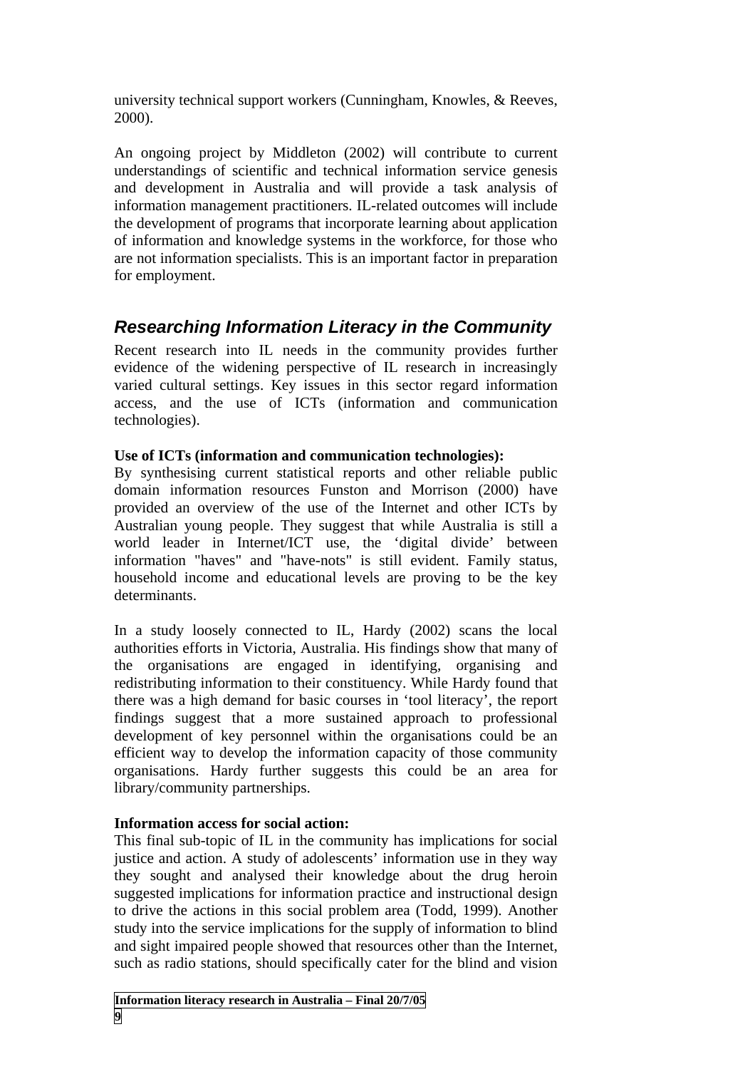university technical support workers (Cunningham, Knowles, & Reeves, 2000).

An ongoing project by Middleton (2002) will contribute to current understandings of scientific and technical information service genesis and development in Australia and will provide a task analysis of information management practitioners. IL-related outcomes will include the development of programs that incorporate learning about application of information and knowledge systems in the workforce, for those who are not information specialists. This is an important factor in preparation for employment.

## *Researching Information Literacy in the Community*

Recent research into IL needs in the community provides further evidence of the widening perspective of IL research in increasingly varied cultural settings. Key issues in this sector regard information access, and the use of ICTs (information and communication technologies).

**Use of ICTs (information and communication technologies):**
By synthesising current statistical reports and other reliable public domain information resources Funston and Morrison (2000) have provided an overview of the use of the Internet and other ICTs by Australian young people. They suggest that while Australia is still a world leader in Internet/ICT use, the 'digital divide' between information "haves" and "have-nots" is still evident. Family status, household income and educational levels are proving to be the key determinants.

In a study loosely connected to IL, Hardy (2002) scans the local authorities efforts in Victoria, Australia. His findings show that many of the organisations are engaged in identifying, organising and redistributing information to their constituency. While Hardy found that there was a high demand for basic courses in 'tool literacy', the report findings suggest that a more sustained approach to professional development of key personnel within the organisations could be an efficient way to develop the information capacity of those community organisations. Hardy further suggests this could be an area for library/community partnerships.

**Information access for social action:**
This final sub-topic of IL in the community has implications for social justice and action. A study of adolescents' information use in they way they sought and analysed their knowledge about the drug heroin suggested implications for information practice and instructional design to drive the actions in this social problem area (Todd, 1999). Another study into the service implications for the supply of information to blind and sight impaired people showed that resources other than the Internet, such as radio stations, should specifically cater for the blind and vision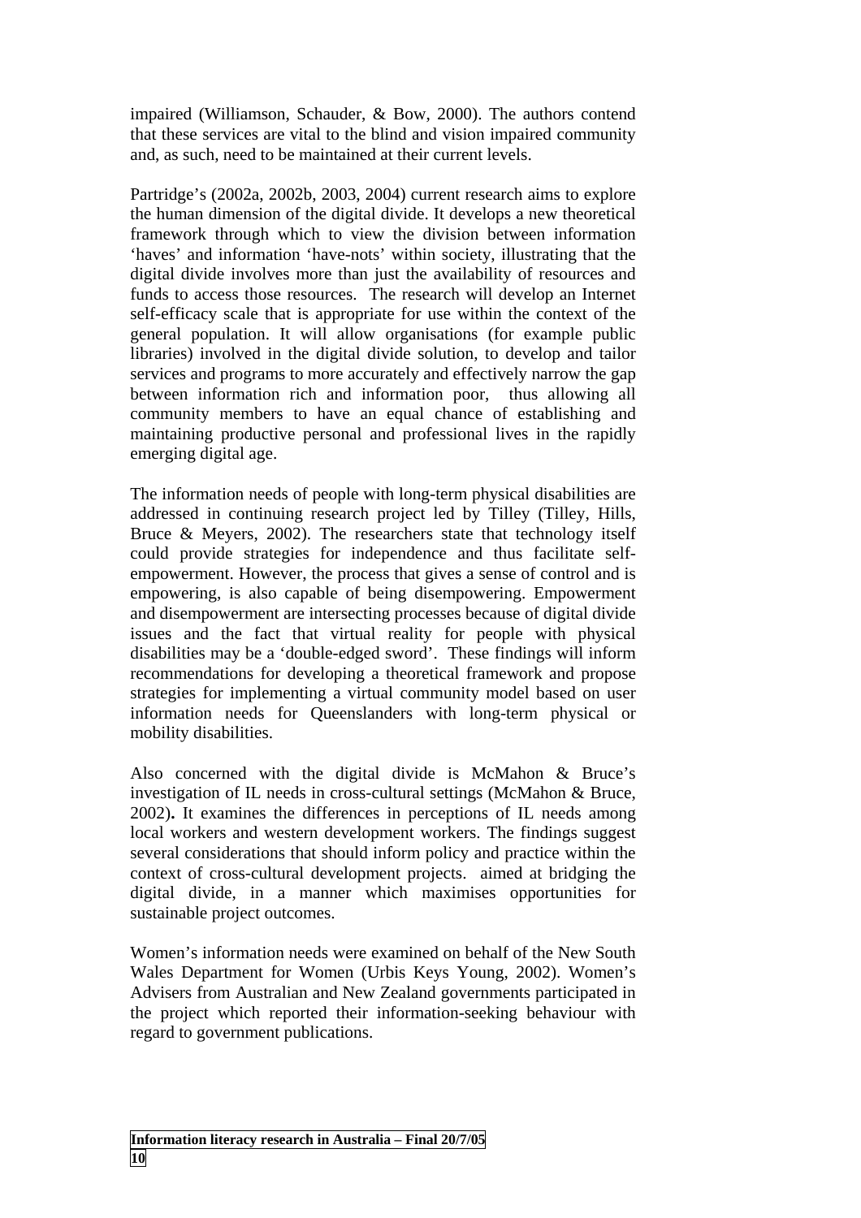impaired (Williamson, Schauder, & Bow, 2000). The authors contend that these services are vital to the blind and vision impaired community and, as such, need to be maintained at their current levels.

Partridge's (2002a, 2002b, 2003, 2004) current research aims to explore the human dimension of the digital divide. It develops a new theoretical framework through which to view the division between information 'haves' and information 'have-nots' within society, illustrating that the digital divide involves more than just the availability of resources and funds to access those resources. The research will develop an Internet self-efficacy scale that is appropriate for use within the context of the general population. It will allow organisations (for example public libraries) involved in the digital divide solution, to develop and tailor services and programs to more accurately and effectively narrow the gap between information rich and information poor, thus allowing all community members to have an equal chance of establishing and maintaining productive personal and professional lives in the rapidly emerging digital age.

The information needs of people with long-term physical disabilities are addressed in continuing research project led by Tilley (Tilley, Hills, Bruce & Meyers, 2002). The researchers state that technology itself could provide strategies for independence and thus facilitate self-empowerment. However, the process that gives a sense of control and is empowering, is also capable of being disempowering. Empowerment and disempowerment are intersecting processes because of digital divide issues and the fact that virtual reality for people with physical disabilities may be a 'double-edged sword'. These findings will inform recommendations for developing a theoretical framework and propose strategies for implementing a virtual community model based on user information needs for Queenslanders with long-term physical or mobility disabilities.

Also concerned with the digital divide is McMahon & Bruce's investigation of IL needs in cross-cultural settings (McMahon & Bruce, 2002)**.** It examines the differences in perceptions of IL needs among local workers and western development workers. The findings suggest several considerations that should inform policy and practice within the context of cross-cultural development projects. aimed at bridging the digital divide, in a manner which maximises opportunities for sustainable project outcomes.

Women's information needs were examined on behalf of the New South Wales Department for Women (Urbis Keys Young, 2002). Women's Advisers from Australian and New Zealand governments participated in the project which reported their information-seeking behaviour with regard to government publications.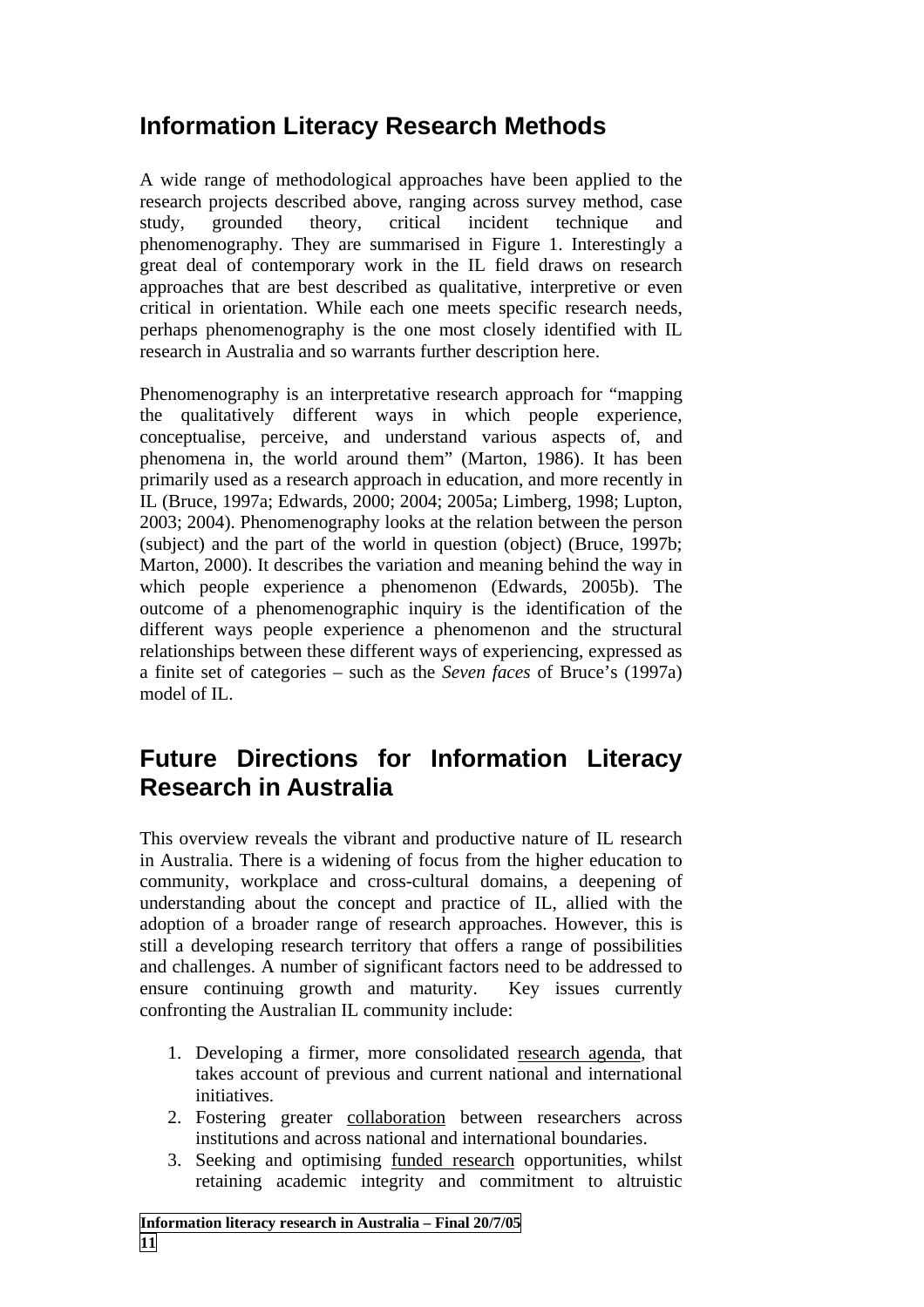## Information Literacy Research Methods

A wide range of methodological approaches have been applied to the research projects described above, ranging across survey method, case study, grounded theory, critical incident technique and phenomenography. They are summarised in Figure 1. Interestingly a great deal of contemporary work in the IL field draws on research approaches that are best described as qualitative, interpretive or even critical in orientation. While each one meets specific research needs, perhaps phenomenography is the one most closely identified with IL research in Australia and so warrants further description here.

Phenomenography is an interpretative research approach for "mapping the qualitatively different ways in which people experience, conceptualise, perceive, and understand various aspects of, and phenomena in, the world around them" (Marton, 1986). It has been primarily used as a research approach in education, and more recently in IL (Bruce, 1997a; Edwards, 2000; 2004; 2005a; Limberg, 1998; Lupton, 2003; 2004). Phenomenography looks at the relation between the person (subject) and the part of the world in question (object) (Bruce, 1997b; Marton, 2000). It describes the variation and meaning behind the way in which people experience a phenomenon (Edwards, 2005b). The outcome of a phenomenographic inquiry is the identification of the different ways people experience a phenomenon and the structural relationships between these different ways of experiencing, expressed as a finite set of categories – such as the *Seven faces* of Bruce's (1997a) model of IL.

## Future Directions for Information Literacy Research in Australia

This overview reveals the vibrant and productive nature of IL research in Australia. There is a widening of focus from the higher education to community, workplace and cross-cultural domains, a deepening of understanding about the concept and practice of IL, allied with the adoption of a broader range of research approaches. However, this is still a developing research territory that offers a range of possibilities and challenges. A number of significant factors need to be addressed to ensure continuing growth and maturity. Key issues currently confronting the Australian IL community include:

1. Developing a firmer, more consolidated research agenda, that takes account of previous and current national and international initiatives.
2. Fostering greater collaboration between researchers across institutions and across national and international boundaries.
3. Seeking and optimising funded research opportunities, whilst retaining academic integrity and commitment to altruistic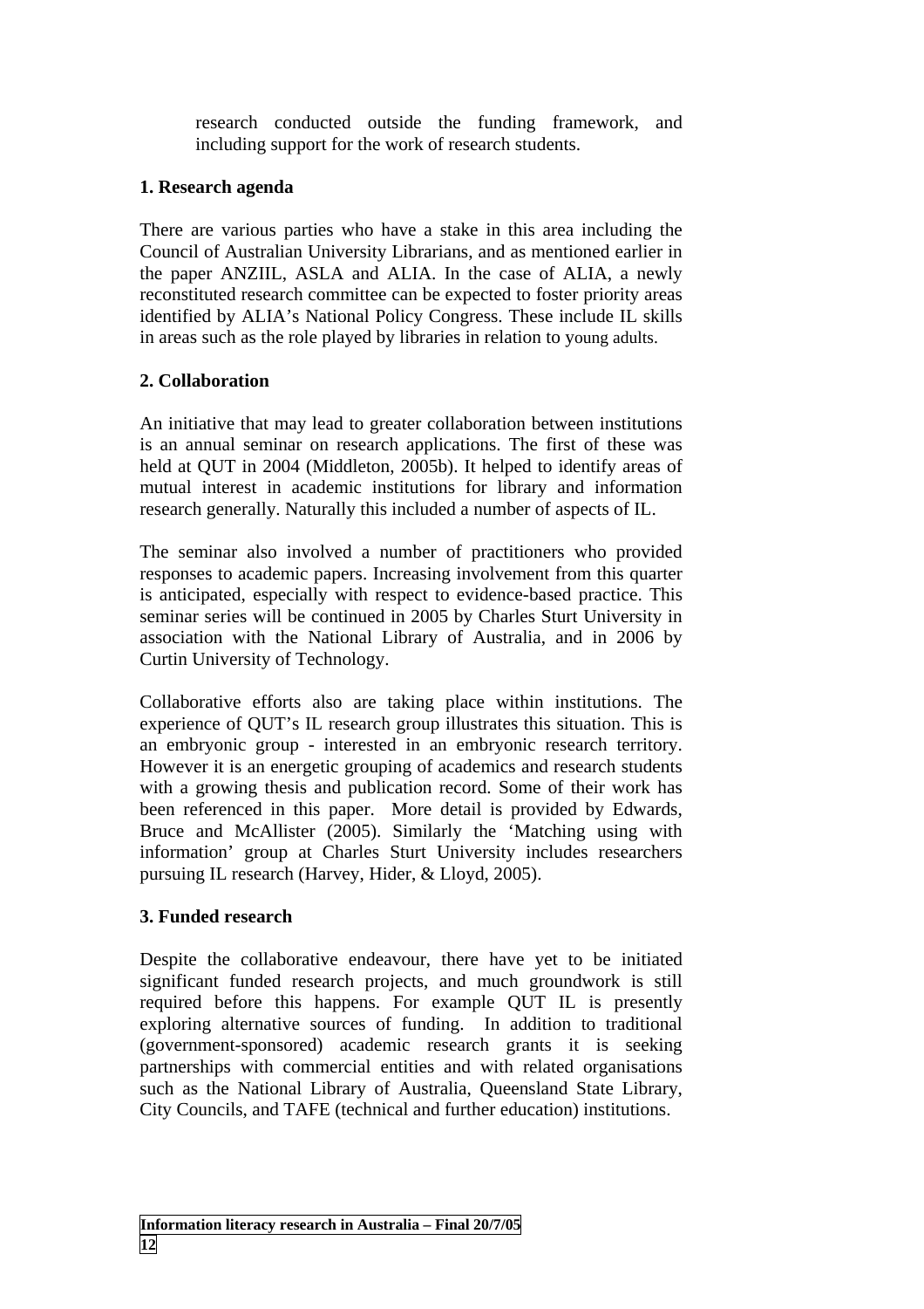research conducted outside the funding framework, and including support for the work of research students.

**1. Research agenda**

There are various parties who have a stake in this area including the Council of Australian University Librarians, and as mentioned earlier in the paper ANZIIL, ASLA and ALIA. In the case of ALIA, a newly reconstituted research committee can be expected to foster priority areas identified by ALIA's National Policy Congress. These include IL skills in areas such as the role played by libraries in relation to young adults.

**2. Collaboration**

An initiative that may lead to greater collaboration between institutions is an annual seminar on research applications. The first of these was held at QUT in 2004 (Middleton, 2005b). It helped to identify areas of mutual interest in academic institutions for library and information research generally. Naturally this included a number of aspects of IL.

The seminar also involved a number of practitioners who provided responses to academic papers. Increasing involvement from this quarter is anticipated, especially with respect to evidence-based practice. This seminar series will be continued in 2005 by Charles Sturt University in association with the National Library of Australia, and in 2006 by Curtin University of Technology.

Collaborative efforts also are taking place within institutions. The experience of QUT's IL research group illustrates this situation. This is an embryonic group - interested in an embryonic research territory. However it is an energetic grouping of academics and research students with a growing thesis and publication record. Some of their work has been referenced in this paper. More detail is provided by Edwards, Bruce and McAllister (2005). Similarly the 'Matching using with information' group at Charles Sturt University includes researchers pursuing IL research (Harvey, Hider, & Lloyd, 2005).

**3. Funded research**

Despite the collaborative endeavour, there have yet to be initiated significant funded research projects, and much groundwork is still required before this happens. For example QUT IL is presently exploring alternative sources of funding. In addition to traditional (government-sponsored) academic research grants it is seeking partnerships with commercial entities and with related organisations such as the National Library of Australia, Queensland State Library, City Councils, and TAFE (technical and further education) institutions.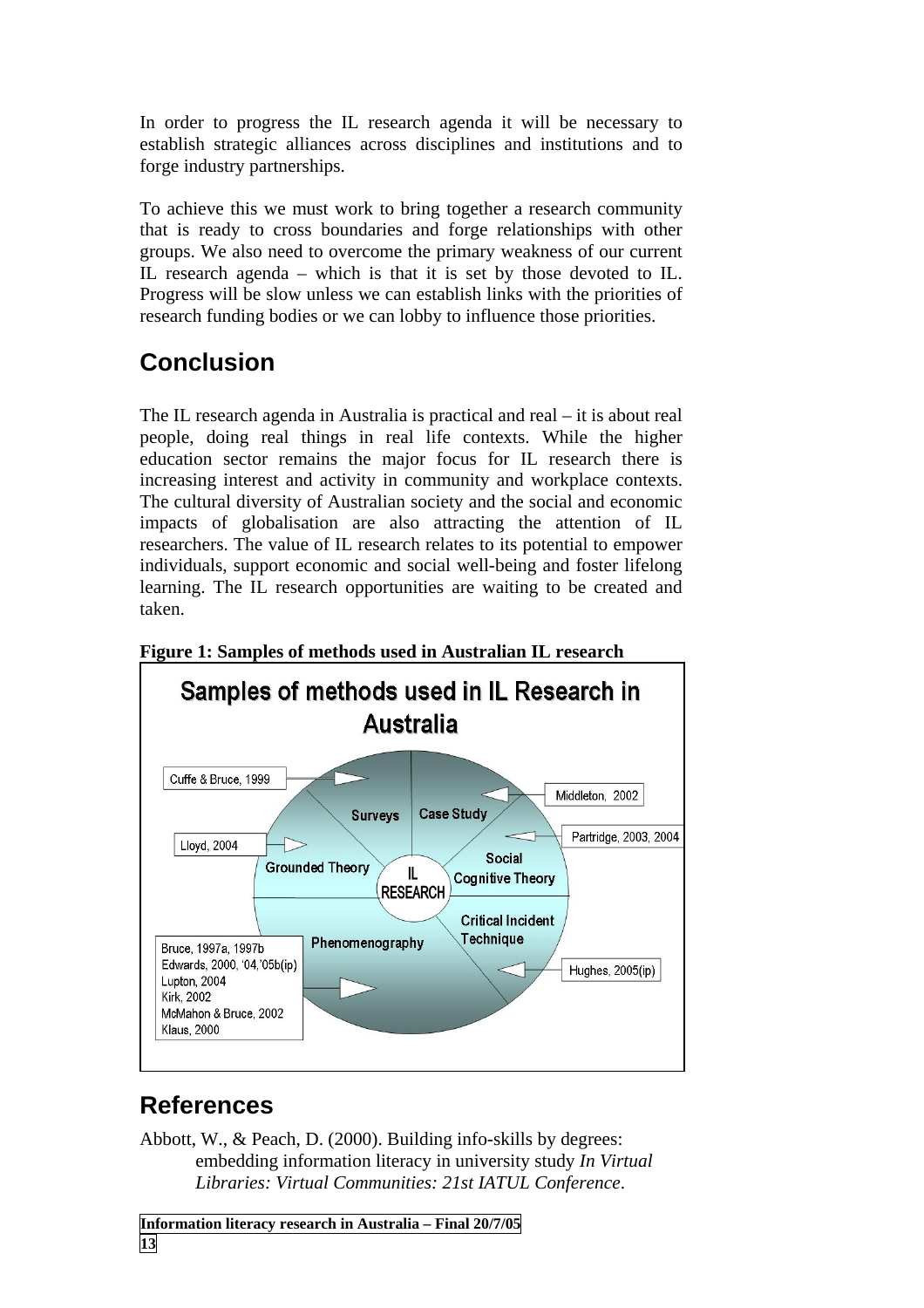In order to progress the IL research agenda it will be necessary to establish strategic alliances across disciplines and institutions and to forge industry partnerships.

To achieve this we must work to bring together a research community that is ready to cross boundaries and forge relationships with other groups. We also need to overcome the primary weakness of our current IL research agenda – which is that it is set by those devoted to IL. Progress will be slow unless we can establish links with the priorities of research funding bodies or we can lobby to influence those priorities.

## Conclusion

The IL research agenda in Australia is practical and real – it is about real people, doing real things in real life contexts. While the higher education sector remains the major focus for IL research there is increasing interest and activity in community and workplace contexts. The cultural diversity of Australian society and the social and economic impacts of globalisation are also attracting the attention of IL researchers. The value of IL research relates to its potential to empower individuals, support economic and social well-being and foster lifelong learning. The IL research opportunities are waiting to be created and taken.

**Figure 1: Samples of methods used in Australian IL research**

Samples of methods used in IL Research in Australia

- IL RESEARCH
- Surveys – Cuffe & Bruce, 1999
- Case Study – Middleton, 2002
- Social Cognitive Theory – Partridge, 2003, 2004
- Critical Incident Technique – Hughes, 2005(ip)
- Grounded Theory – Lloyd, 2004
- Phenomenography – Bruce, 1997a, 1997b; Edwards, 2000, '04,'05b(ip); Lupton, 2004; Kirk, 2002; McMahon & Bruce, 2002; Klaus, 2000

## References

Abbott, W., & Peach, D. (2000). Building info-skills by degrees: embedding information literacy in university study *In Virtual Libraries: Virtual Communities: 21st IATUL Conference*.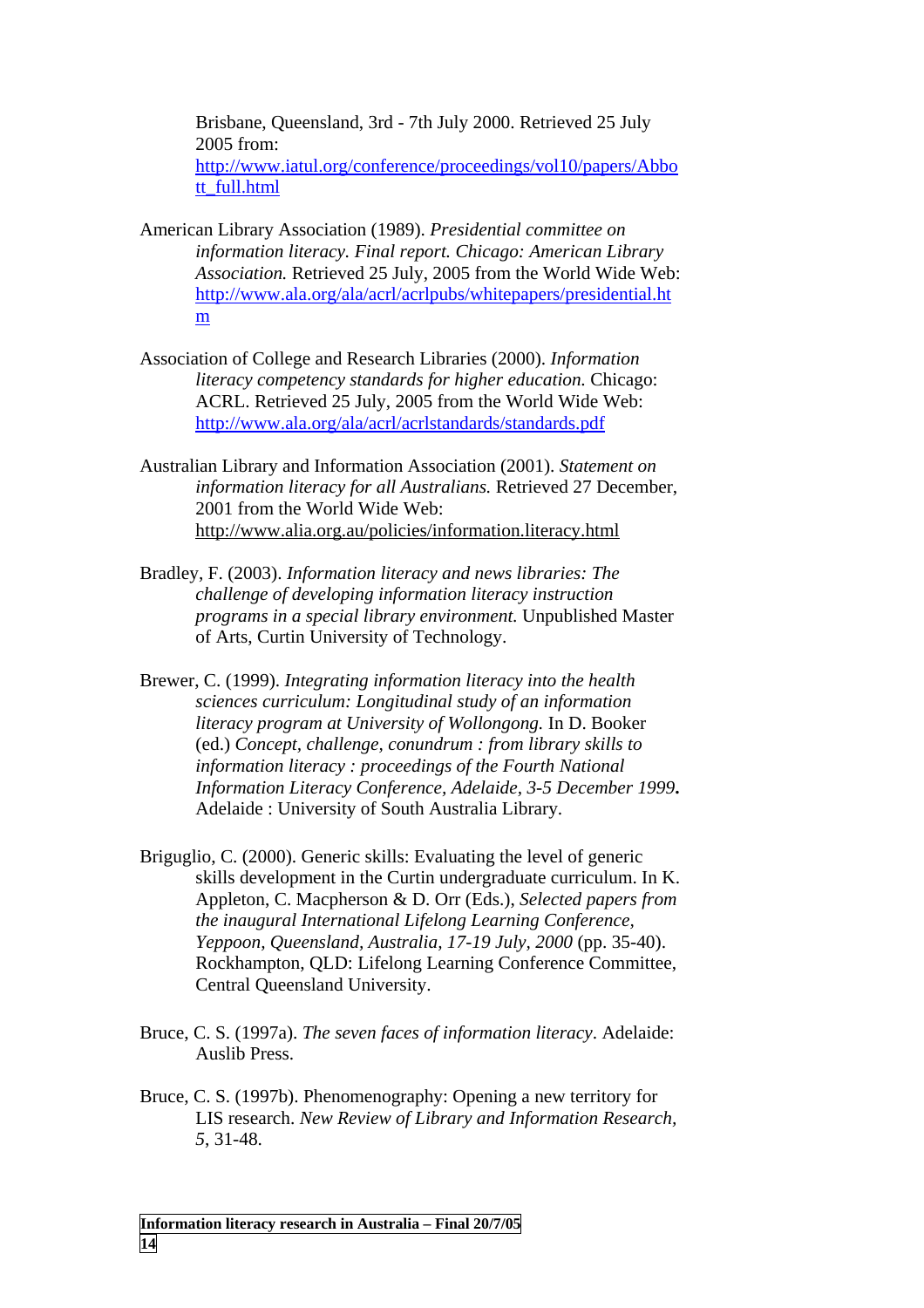Brisbane, Queensland, 3rd - 7th July 2000. Retrieved 25 July 2005 from: http://www.iatul.org/conference/proceedings/vol10/papers/Abbott_full.html

American Library Association (1989). *Presidential committee on information literacy. Final report. Chicago: American Library Association.* Retrieved 25 July, 2005 from the World Wide Web: http://www.ala.org/ala/acrl/acrlpubs/whitepapers/presidential.htm

Association of College and Research Libraries (2000). *Information literacy competency standards for higher education.* Chicago: ACRL. Retrieved 25 July, 2005 from the World Wide Web: http://www.ala.org/ala/acrl/acrlstandards/standards.pdf

Australian Library and Information Association (2001). *Statement on information literacy for all Australians.* Retrieved 27 December, 2001 from the World Wide Web: http://www.alia.org.au/policies/information.literacy.html

Bradley, F. (2003). *Information literacy and news libraries: The challenge of developing information literacy instruction programs in a special library environment.* Unpublished Master of Arts, Curtin University of Technology.

Brewer, C. (1999). *Integrating information literacy into the health sciences curriculum: Longitudinal study of an information literacy program at University of Wollongong.* In D. Booker (ed.) *Concept, challenge, conundrum : from library skills to information literacy : proceedings of the Fourth National Information Literacy Conference, Adelaide, 3-5 December 1999***.** Adelaide : University of South Australia Library.

Briguglio, C. (2000). Generic skills: Evaluating the level of generic skills development in the Curtin undergraduate curriculum. In K. Appleton, C. Macpherson & D. Orr (Eds.), *Selected papers from the inaugural International Lifelong Learning Conference, Yeppoon, Queensland, Australia, 17-19 July, 2000* (pp. 35-40). Rockhampton, QLD: Lifelong Learning Conference Committee, Central Queensland University.

Bruce, C. S. (1997a). *The seven faces of information literacy*. Adelaide: Auslib Press.

Bruce, C. S. (1997b). Phenomenography: Opening a new territory for LIS research. *New Review of Library and Information Research, 5*, 31-48.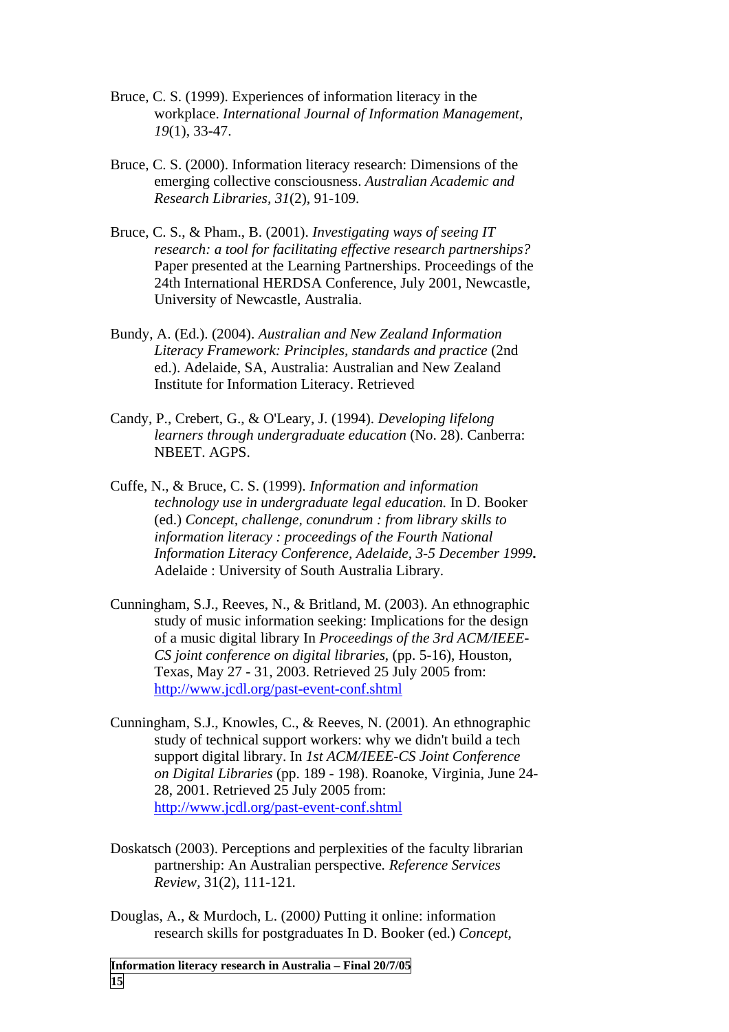Bruce, C. S. (1999). Experiences of information literacy in the workplace. *International Journal of Information Management, 19*(1), 33-47.

Bruce, C. S. (2000). Information literacy research: Dimensions of the emerging collective consciousness. *Australian Academic and Research Libraries, 31*(2), 91-109.

Bruce, C. S., & Pham., B. (2001). *Investigating ways of seeing IT research: a tool for facilitating effective research partnerships?* Paper presented at the Learning Partnerships. Proceedings of the 24th International HERDSA Conference, July 2001, Newcastle, University of Newcastle, Australia.

Bundy, A. (Ed.). (2004). *Australian and New Zealand Information Literacy Framework: Principles, standards and practice* (2nd ed.). Adelaide, SA, Australia: Australian and New Zealand Institute for Information Literacy. Retrieved

Candy, P., Crebert, G., & O'Leary, J. (1994). *Developing lifelong learners through undergraduate education* (No. 28). Canberra: NBEET. AGPS.

Cuffe, N., & Bruce, C. S. (1999). *Information and information technology use in undergraduate legal education.* In D. Booker (ed.) *Concept, challenge, conundrum : from library skills to information literacy : proceedings of the Fourth National Information Literacy Conference, Adelaide, 3-5 December 1999***.** Adelaide : University of South Australia Library.

Cunningham, S.J., Reeves, N., & Britland, M. (2003). An ethnographic study of music information seeking: Implications for the design of a music digital library In *Proceedings of the 3rd ACM/IEEE-CS joint conference on digital libraries*, (pp. 5-16), Houston, Texas, May 27 - 31, 2003. Retrieved 25 July 2005 from: http://www.jcdl.org/past-event-conf.shtml

Cunningham, S.J., Knowles, C., & Reeves, N. (2001). An ethnographic study of technical support workers: why we didn't build a tech support digital library. In *1st ACM/IEEE-CS Joint Conference on Digital Libraries* (pp. 189 - 198). Roanoke, Virginia, June 24-28, 2001. Retrieved 25 July 2005 from: http://www.jcdl.org/past-event-conf.shtml

Doskatsch (2003). Perceptions and perplexities of the faculty librarian partnership: An Australian perspective. *Reference Services Review,* 31(2), 111-121.

Douglas, A., & Murdoch, L. (2000*)* Putting it online: information research skills for postgraduates In D. Booker (ed.) *Concept,*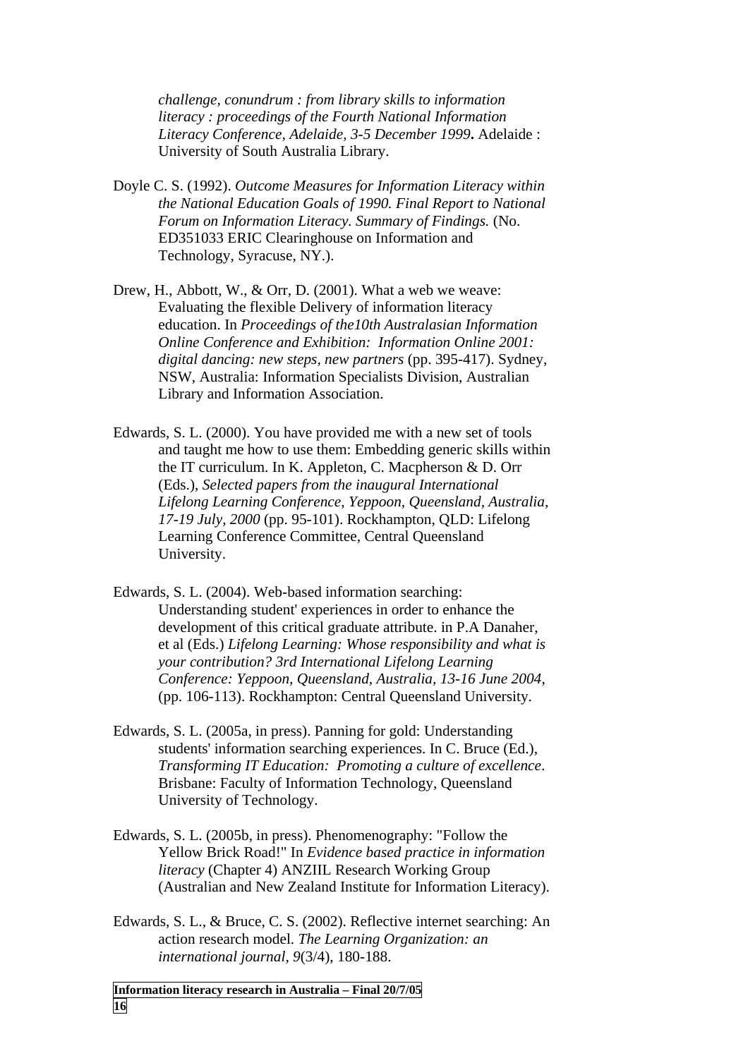*challenge, conundrum : from library skills to information literacy : proceedings of the Fourth National Information Literacy Conference, Adelaide, 3-5 December 1999***.** Adelaide : University of South Australia Library.

Doyle C. S. (1992). *Outcome Measures for Information Literacy within the National Education Goals of 1990. Final Report to National Forum on Information Literacy. Summary of Findings.* (No. ED351033 ERIC Clearinghouse on Information and Technology, Syracuse, NY.).

Drew, H., Abbott, W., & Orr, D. (2001). What a web we weave: Evaluating the flexible Delivery of information literacy education. In *Proceedings of the10th Australasian Information Online Conference and Exhibition: Information Online 2001: digital dancing: new steps, new partners* (pp. 395-417). Sydney, NSW, Australia: Information Specialists Division, Australian Library and Information Association.

Edwards, S. L. (2000). You have provided me with a new set of tools and taught me how to use them: Embedding generic skills within the IT curriculum. In K. Appleton, C. Macpherson & D. Orr (Eds.), *Selected papers from the inaugural International Lifelong Learning Conference, Yeppoon, Queensland, Australia, 17-19 July, 2000* (pp. 95-101). Rockhampton, QLD: Lifelong Learning Conference Committee, Central Queensland University.

Edwards, S. L. (2004). Web-based information searching: Understanding student' experiences in order to enhance the development of this critical graduate attribute. in P.A Danaher, et al (Eds.) *Lifelong Learning: Whose responsibility and what is your contribution? 3rd International Lifelong Learning Conference: Yeppoon, Queensland, Australia, 13-16 June 2004*, (pp. 106-113). Rockhampton: Central Queensland University.

Edwards, S. L. (2005a, in press). Panning for gold: Understanding students' information searching experiences. In C. Bruce (Ed.), *Transforming IT Education: Promoting a culture of excellence*. Brisbane: Faculty of Information Technology, Queensland University of Technology.

Edwards, S. L. (2005b, in press). Phenomenography: "Follow the Yellow Brick Road!" In *Evidence based practice in information literacy* (Chapter 4) ANZIIL Research Working Group (Australian and New Zealand Institute for Information Literacy).

Edwards, S. L., & Bruce, C. S. (2002). Reflective internet searching: An action research model. *The Learning Organization: an international journal, 9*(3/4), 180-188.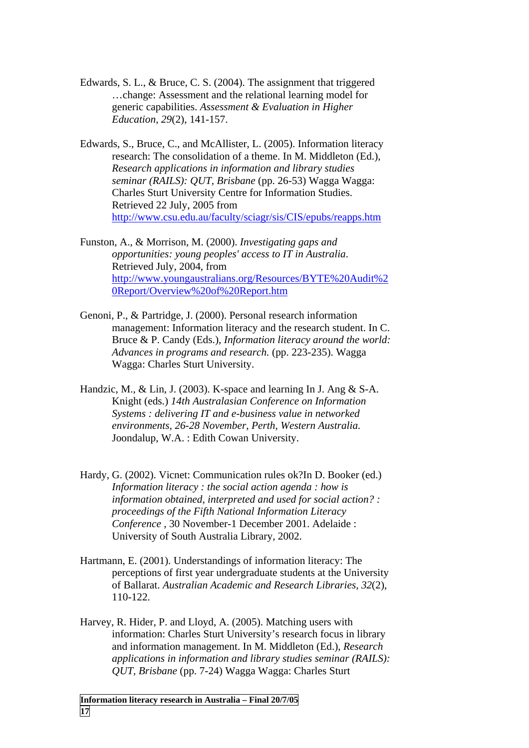Edwards, S. L., & Bruce, C. S. (2004). The assignment that triggered …change: Assessment and the relational learning model for generic capabilities. *Assessment & Evaluation in Higher Education, 29*(2), 141-157.

Edwards, S., Bruce, C., and McAllister, L. (2005). Information literacy research: The consolidation of a theme. In M. Middleton (Ed.), *Research applications in information and library studies seminar (RAILS): QUT, Brisbane* (pp. 26-53) Wagga Wagga: Charles Sturt University Centre for Information Studies. Retrieved 22 July, 2005 from http://www.csu.edu.au/faculty/sciagr/sis/CIS/epubs/reapps.htm

Funston, A., & Morrison, M. (2000). *Investigating gaps and opportunities: young peoples' access to IT in Australia*. Retrieved July, 2004, from http://www.youngaustralians.org/Resources/BYTE%20Audit%20Report/Overview%20of%20Report.htm

Genoni, P., & Partridge, J. (2000). Personal research information management: Information literacy and the research student. In C. Bruce & P. Candy (Eds.), *Information literacy around the world: Advances in programs and research.* (pp. 223-235). Wagga Wagga: Charles Sturt University.

Handzic, M., & Lin, J. (2003). K-space and learning In J. Ang & S-A. Knight (eds.) *14th Australasian Conference on Information Systems : delivering IT and e-business value in networked environments, 26-28 November, Perth, Western Australia.* Joondalup, W.A. : Edith Cowan University.

Hardy, G. (2002). Vicnet: Communication rules ok?In D. Booker (ed.) *Information literacy : the social action agenda : how is information obtained, interpreted and used for social action? : proceedings of the Fifth National Information Literacy Conference* , 30 November-1 December 2001. Adelaide : University of South Australia Library, 2002.

Hartmann, E. (2001). Understandings of information literacy: The perceptions of first year undergraduate students at the University of Ballarat. *Australian Academic and Research Libraries, 32*(2), 110-122.

Harvey, R. Hider, P. and Lloyd, A. (2005). Matching users with information: Charles Sturt University's research focus in library and information management. In M. Middleton (Ed.), *Research applications in information and library studies seminar (RAILS): QUT, Brisbane* (pp. 7-24) Wagga Wagga: Charles Sturt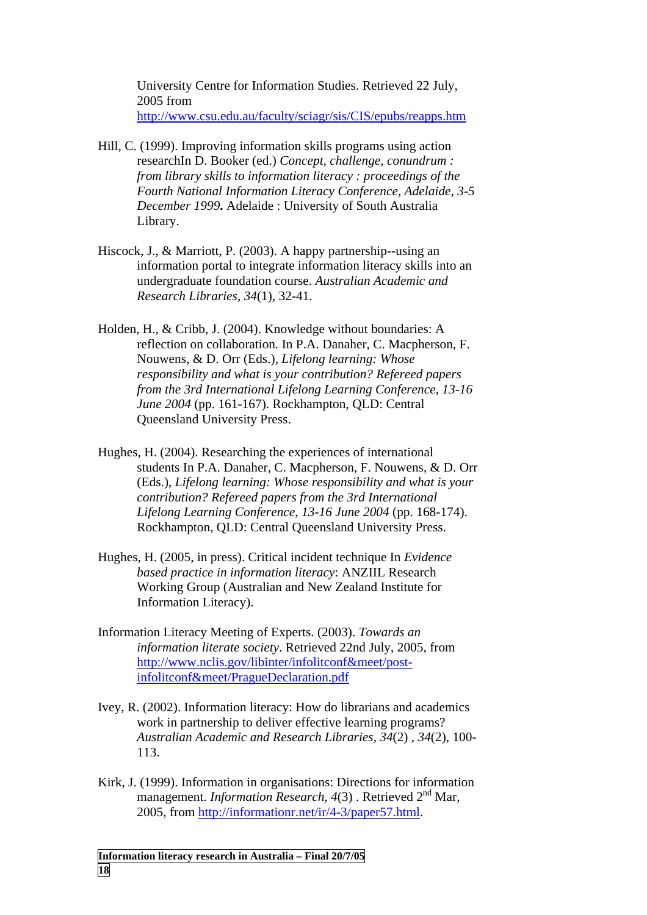University Centre for Information Studies. Retrieved 22 July, 2005 from http://www.csu.edu.au/faculty/sciagr/sis/CIS/epubs/reapps.htm

Hill, C. (1999). Improving information skills programs using action researchIn D. Booker (ed.) *Concept, challenge, conundrum : from library skills to information literacy : proceedings of the Fourth National Information Literacy Conference, Adelaide, 3-5 December 1999***.** Adelaide : University of South Australia Library.

Hiscock, J., & Marriott, P. (2003). A happy partnership--using an information portal to integrate information literacy skills into an undergraduate foundation course. *Australian Academic and Research Libraries, 34*(1), 32-41.

Holden, H., & Cribb, J. (2004). Knowledge without boundaries: A reflection on collaboration*.* In P.A. Danaher, C. Macpherson, F. Nouwens, & D. Orr (Eds.), *Lifelong learning: Whose responsibility and what is your contribution? Refereed papers from the 3rd International Lifelong Learning Conference, 13-16 June 2004* (pp. 161-167). Rockhampton, QLD: Central Queensland University Press.

Hughes, H. (2004). Researching the experiences of international students In P.A. Danaher, C. Macpherson, F. Nouwens, & D. Orr (Eds.), *Lifelong learning: Whose responsibility and what is your contribution? Refereed papers from the 3rd International Lifelong Learning Conference, 13-16 June 2004* (pp. 168-174). Rockhampton, QLD: Central Queensland University Press.

Hughes, H. (2005, in press). Critical incident technique In *Evidence based practice in information literacy*: ANZIIL Research Working Group (Australian and New Zealand Institute for Information Literacy).

Information Literacy Meeting of Experts. (2003). *Towards an information literate society*. Retrieved 22nd July, 2005, from http://www.nclis.gov/libinter/infolitconf&meet/post-infolitconf&meet/PragueDeclaration.pdf

Ivey, R. (2002). Information literacy: How do librarians and academics work in partnership to deliver effective learning programs? *Australian Academic and Research Libraries, 34*(2) , *34*(2), 100-113.

Kirk, J. (1999). Information in organisations: Directions for information management. *Information Research, 4*(3) . Retrieved 2nd Mar, 2005, from http://informationr.net/ir/4-3/paper57.html.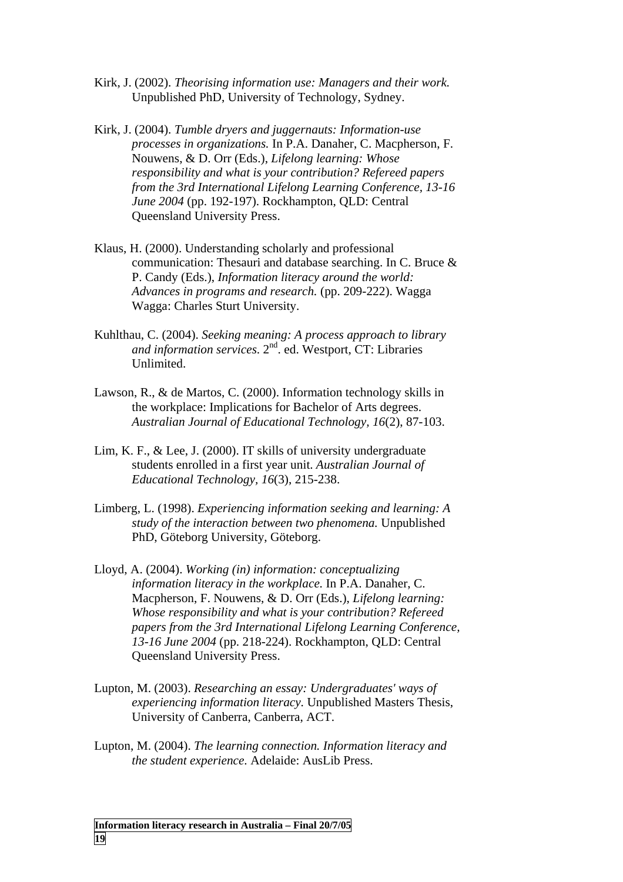Kirk, J. (2002). *Theorising information use: Managers and their work.* Unpublished PhD, University of Technology, Sydney.

Kirk, J. (2004). *Tumble dryers and juggernauts: Information-use processes in organizations.* In P.A. Danaher, C. Macpherson, F. Nouwens, & D. Orr (Eds.), *Lifelong learning: Whose responsibility and what is your contribution? Refereed papers from the 3rd International Lifelong Learning Conference, 13-16 June 2004* (pp. 192-197). Rockhampton, QLD: Central Queensland University Press.

Klaus, H. (2000). Understanding scholarly and professional communication: Thesauri and database searching. In C. Bruce & P. Candy (Eds.), *Information literacy around the world: Advances in programs and research.* (pp. 209-222). Wagga Wagga: Charles Sturt University.

Kuhlthau, C. (2004). *Seeking meaning: A process approach to library and information services.* 2nd. ed. Westport, CT: Libraries Unlimited.

Lawson, R., & de Martos, C. (2000). Information technology skills in the workplace: Implications for Bachelor of Arts degrees. *Australian Journal of Educational Technology, 16*(2), 87-103.

Lim, K. F., & Lee, J. (2000). IT skills of university undergraduate students enrolled in a first year unit. *Australian Journal of Educational Technology, 16*(3), 215-238.

Limberg, L. (1998). *Experiencing information seeking and learning: A study of the interaction between two phenomena.* Unpublished PhD, Göteborg University, Göteborg.

Lloyd, A. (2004). *Working (in) information: conceptualizing information literacy in the workplace.* In P.A. Danaher, C. Macpherson, F. Nouwens, & D. Orr (Eds.), *Lifelong learning: Whose responsibility and what is your contribution? Refereed papers from the 3rd International Lifelong Learning Conference, 13-16 June 2004* (pp. 218-224). Rockhampton, QLD: Central Queensland University Press.

Lupton, M. (2003). *Researching an essay: Undergraduates' ways of experiencing information literacy.* Unpublished Masters Thesis, University of Canberra, Canberra, ACT.

Lupton, M. (2004). *The learning connection. Information literacy and the student experience.* Adelaide: AusLib Press.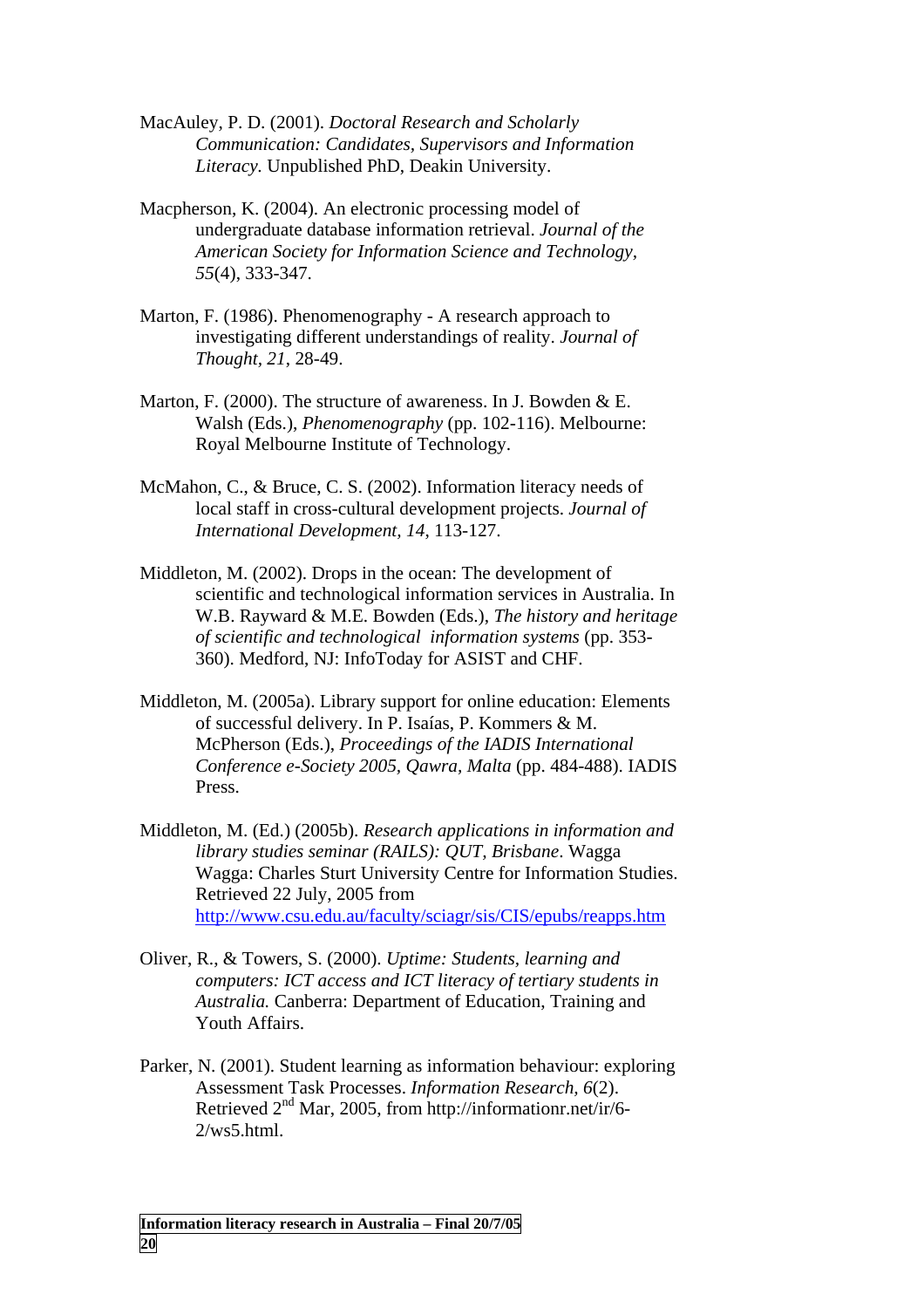MacAuley, P. D. (2001). *Doctoral Research and Scholarly Communication: Candidates, Supervisors and Information Literacy*. Unpublished PhD, Deakin University.

Macpherson, K. (2004). An electronic processing model of undergraduate database information retrieval. *Journal of the American Society for Information Science and Technology, 55*(4), 333-347.

Marton, F. (1986). Phenomenography - A research approach to investigating different understandings of reality. *Journal of Thought, 21*, 28-49.

Marton, F. (2000). The structure of awareness. In J. Bowden & E. Walsh (Eds.), *Phenomenography* (pp. 102-116). Melbourne: Royal Melbourne Institute of Technology.

McMahon, C., & Bruce, C. S. (2002). Information literacy needs of local staff in cross-cultural development projects. *Journal of International Development, 14*, 113-127.

Middleton, M. (2002). Drops in the ocean: The development of scientific and technological information services in Australia. In W.B. Rayward & M.E. Bowden (Eds.), *The history and heritage of scientific and technological information systems* (pp. 353-360). Medford, NJ: InfoToday for ASIST and CHF.

Middleton, M. (2005a). Library support for online education: Elements of successful delivery. In P. Isaías, P. Kommers & M. McPherson (Eds.), *Proceedings of the IADIS International Conference e-Society 2005, Qawra, Malta* (pp. 484-488). IADIS Press.

Middleton, M. (Ed.) (2005b). *Research applications in information and library studies seminar (RAILS): QUT, Brisbane*. Wagga Wagga: Charles Sturt University Centre for Information Studies. Retrieved 22 July, 2005 from http://www.csu.edu.au/faculty/sciagr/sis/CIS/epubs/reapps.htm

Oliver, R., & Towers, S. (2000). *Uptime: Students, learning and computers: ICT access and ICT literacy of tertiary students in Australia.* Canberra: Department of Education, Training and Youth Affairs.

Parker, N. (2001). Student learning as information behaviour: exploring Assessment Task Processes. *Information Research, 6*(2). Retrieved 2nd Mar, 2005, from http://informationr.net/ir/6-2/ws5.html.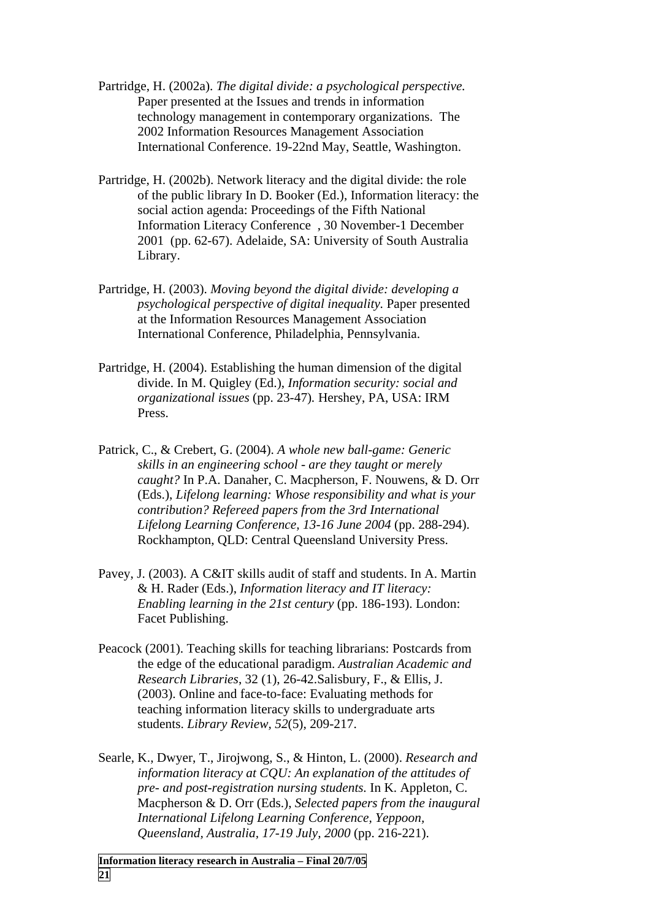Partridge, H. (2002a). *The digital divide: a psychological perspective.* Paper presented at the Issues and trends in information technology management in contemporary organizations. The 2002 Information Resources Management Association International Conference. 19-22nd May, Seattle, Washington.

Partridge, H. (2002b). Network literacy and the digital divide: the role of the public library In D. Booker (Ed.), Information literacy: the social action agenda: Proceedings of the Fifth National Information Literacy Conference , 30 November-1 December 2001 (pp. 62-67). Adelaide, SA: University of South Australia Library.

Partridge, H. (2003). *Moving beyond the digital divide: developing a psychological perspective of digital inequality.* Paper presented at the Information Resources Management Association International Conference, Philadelphia, Pennsylvania.

Partridge, H. (2004). Establishing the human dimension of the digital divide. In M. Quigley (Ed.), *Information security: social and organizational issues* (pp. 23-47). Hershey, PA, USA: IRM Press.

Patrick, C., & Crebert, G. (2004). *A whole new ball-game: Generic skills in an engineering school - are they taught or merely caught?* In P.A. Danaher, C. Macpherson, F. Nouwens, & D. Orr (Eds.), *Lifelong learning: Whose responsibility and what is your contribution? Refereed papers from the 3rd International Lifelong Learning Conference, 13-16 June 2004* (pp. 288-294). Rockhampton, QLD: Central Queensland University Press.

Pavey, J. (2003). A C&IT skills audit of staff and students. In A. Martin & H. Rader (Eds.), *Information literacy and IT literacy: Enabling learning in the 21st century* (pp. 186-193). London: Facet Publishing.

Peacock (2001). Teaching skills for teaching librarians: Postcards from the edge of the educational paradigm. *Australian Academic and Research Libraries*, 32 (1), 26-42.Salisbury, F., & Ellis, J. (2003). Online and face-to-face: Evaluating methods for teaching information literacy skills to undergraduate arts students. *Library Review, 52*(5), 209-217.

Searle, K., Dwyer, T., Jirojwong, S., & Hinton, L. (2000). *Research and information literacy at CQU: An explanation of the attitudes of pre- and post-registration nursing students.* In K. Appleton, C. Macpherson & D. Orr (Eds.), *Selected papers from the inaugural International Lifelong Learning Conference, Yeppoon, Queensland, Australia, 17-19 July, 2000* (pp. 216-221).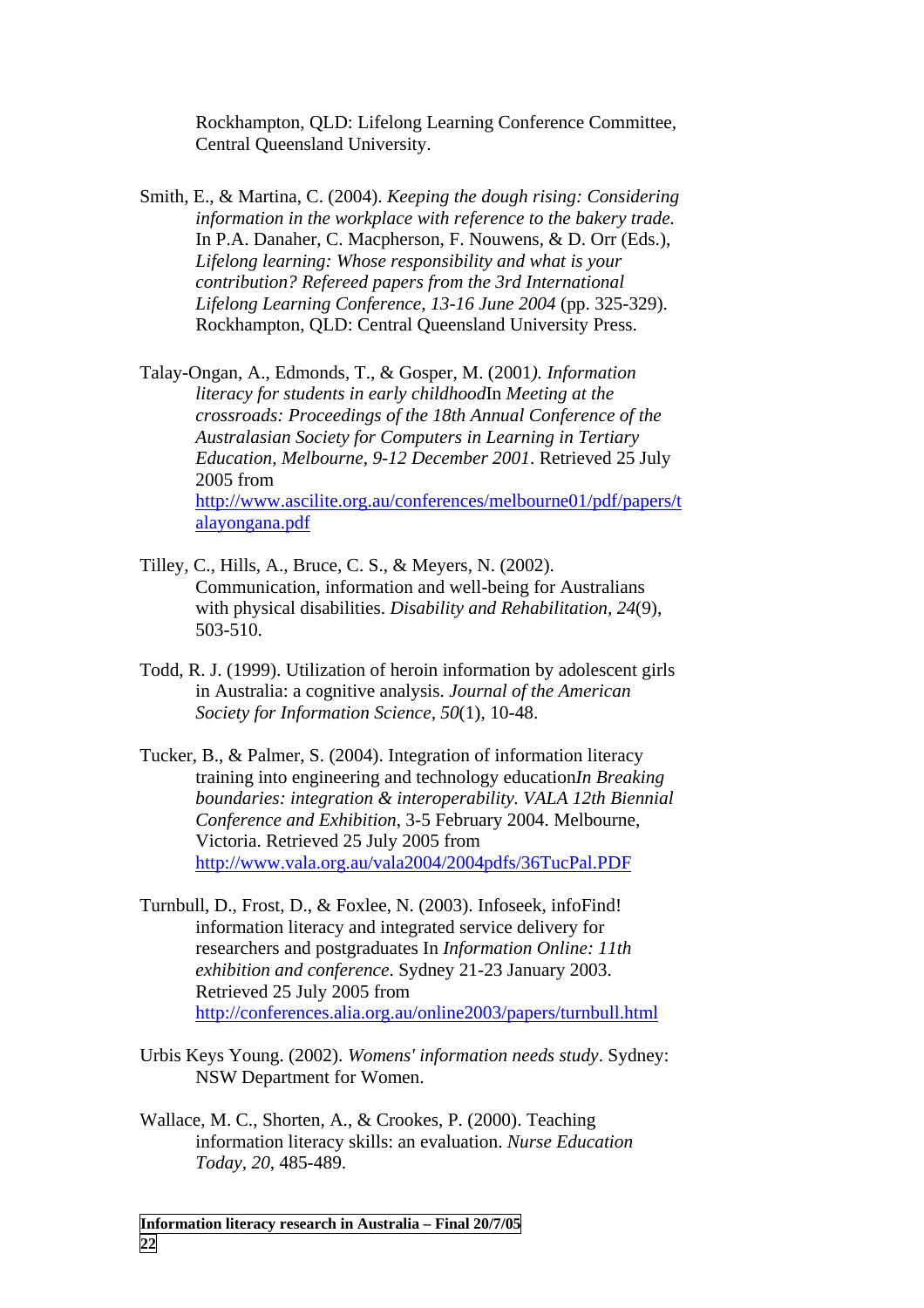Rockhampton, QLD: Lifelong Learning Conference Committee, Central Queensland University.

Smith, E., & Martina, C. (2004). *Keeping the dough rising: Considering information in the workplace with reference to the bakery trade.* In P.A. Danaher, C. Macpherson, F. Nouwens, & D. Orr (Eds.), *Lifelong learning: Whose responsibility and what is your contribution? Refereed papers from the 3rd International Lifelong Learning Conference, 13-16 June 2004* (pp. 325-329). Rockhampton, QLD: Central Queensland University Press.

Talay-Ongan, A., Edmonds, T., & Gosper, M. (2001*). Information literacy for students in early childhood*In *Meeting at the crossroads: Proceedings of the 18th Annual Conference of the Australasian Society for Computers in Learning in Tertiary Education, Melbourne, 9-12 December 2001*. Retrieved 25 July 2005 from http://www.ascilite.org.au/conferences/melbourne01/pdf/papers/talayongana.pdf

Tilley, C., Hills, A., Bruce, C. S., & Meyers, N. (2002). Communication, information and well-being for Australians with physical disabilities. *Disability and Rehabilitation*, *24*(9), 503-510.

Todd, R. J. (1999). Utilization of heroin information by adolescent girls in Australia: a cognitive analysis. *Journal of the American Society for Information Science*, *50*(1), 10-48.

Tucker, B., & Palmer, S. (2004). Integration of information literacy training into engineering and technology education*In Breaking boundaries: integration & interoperability. VALA 12th Biennial Conference and Exhibition*, 3-5 February 2004. Melbourne, Victoria. Retrieved 25 July 2005 from http://www.vala.org.au/vala2004/2004pdfs/36TucPal.PDF

Turnbull, D., Frost, D., & Foxlee, N. (2003). Infoseek, infoFind! information literacy and integrated service delivery for researchers and postgraduates In *Information Online: 11th exhibition and conference*. Sydney 21-23 January 2003. Retrieved 25 July 2005 from http://conferences.alia.org.au/online2003/papers/turnbull.html

Urbis Keys Young. (2002). *Womens' information needs study*. Sydney: NSW Department for Women.

Wallace, M. C., Shorten, A., & Crookes, P. (2000). Teaching information literacy skills: an evaluation. *Nurse Education Today*, *20*, 485-489.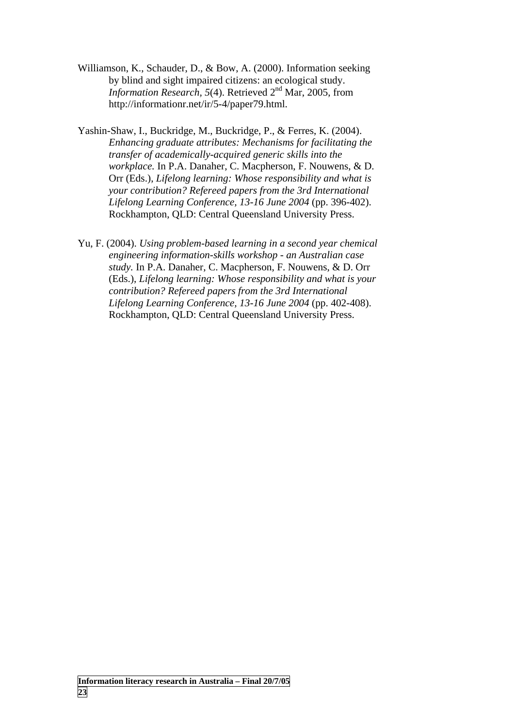Williamson, K., Schauder, D., & Bow, A. (2000). Information seeking by blind and sight impaired citizens: an ecological study. *Information Research, 5*(4). Retrieved 2nd Mar, 2005, from http://informationr.net/ir/5-4/paper79.html.

Yashin-Shaw, I., Buckridge, M., Buckridge, P., & Ferres, K. (2004). *Enhancing graduate attributes: Mechanisms for facilitating the transfer of academically-acquired generic skills into the workplace.* In P.A. Danaher, C. Macpherson, F. Nouwens, & D. Orr (Eds.), *Lifelong learning: Whose responsibility and what is your contribution? Refereed papers from the 3rd International Lifelong Learning Conference, 13-16 June 2004* (pp. 396-402). Rockhampton, QLD: Central Queensland University Press.

Yu, F. (2004). *Using problem-based learning in a second year chemical engineering information-skills workshop - an Australian case study.* In P.A. Danaher, C. Macpherson, F. Nouwens, & D. Orr (Eds.), *Lifelong learning: Whose responsibility and what is your contribution? Refereed papers from the 3rd International Lifelong Learning Conference, 13-16 June 2004* (pp. 402-408). Rockhampton, QLD: Central Queensland University Press.